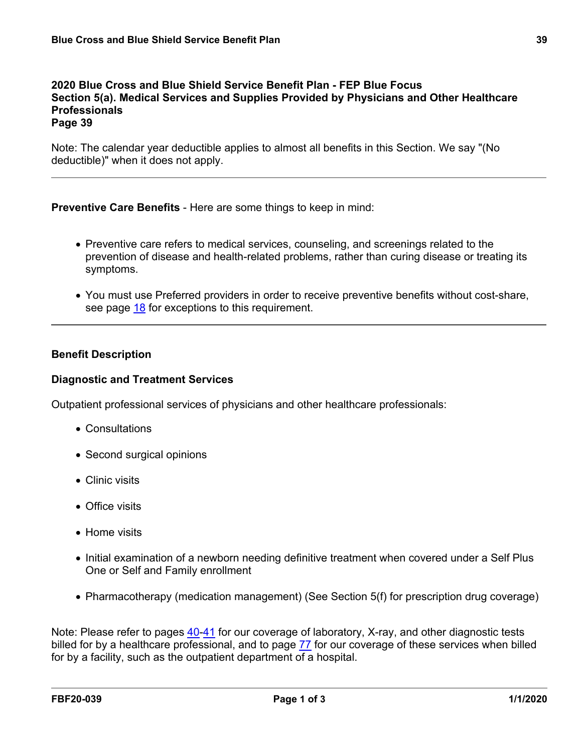## 2020 Blue Cross and Blue Shield Service Benefit Plan - FEP Blue Focus
## Section 5(a). Medical Services and Supplies Provided by Physicians and Other Healthcare Professionals
## Page 39

Note: The calendar year deductible applies to almost all benefits in this Section. We say "(No deductible)" when it does not apply.

---

**Preventive Care Benefits** - Here are some things to keep in mind:

- Preventive care refers to medical services, counseling, and screenings related to the prevention of disease and health-related problems, rather than curing disease or treating its symptoms.
- You must use Preferred providers in order to receive preventive benefits without cost-share, see page 18 for exceptions to this requirement.

---

### Benefit Description

### Diagnostic and Treatment Services

Outpatient professional services of physicians and other healthcare professionals:

- Consultations
- Second surgical opinions
- Clinic visits
- Office visits
- Home visits
- Initial examination of a newborn needing definitive treatment when covered under a Self Plus One or Self and Family enrollment
- Pharmacotherapy (medication management) (See Section 5(f) for prescription drug coverage)

Note: Please refer to pages 40-41 for our coverage of laboratory, X-ray, and other diagnostic tests billed for by a healthcare professional, and to page 77 for our coverage of these services when billed for by a facility, such as the outpatient department of a hospital.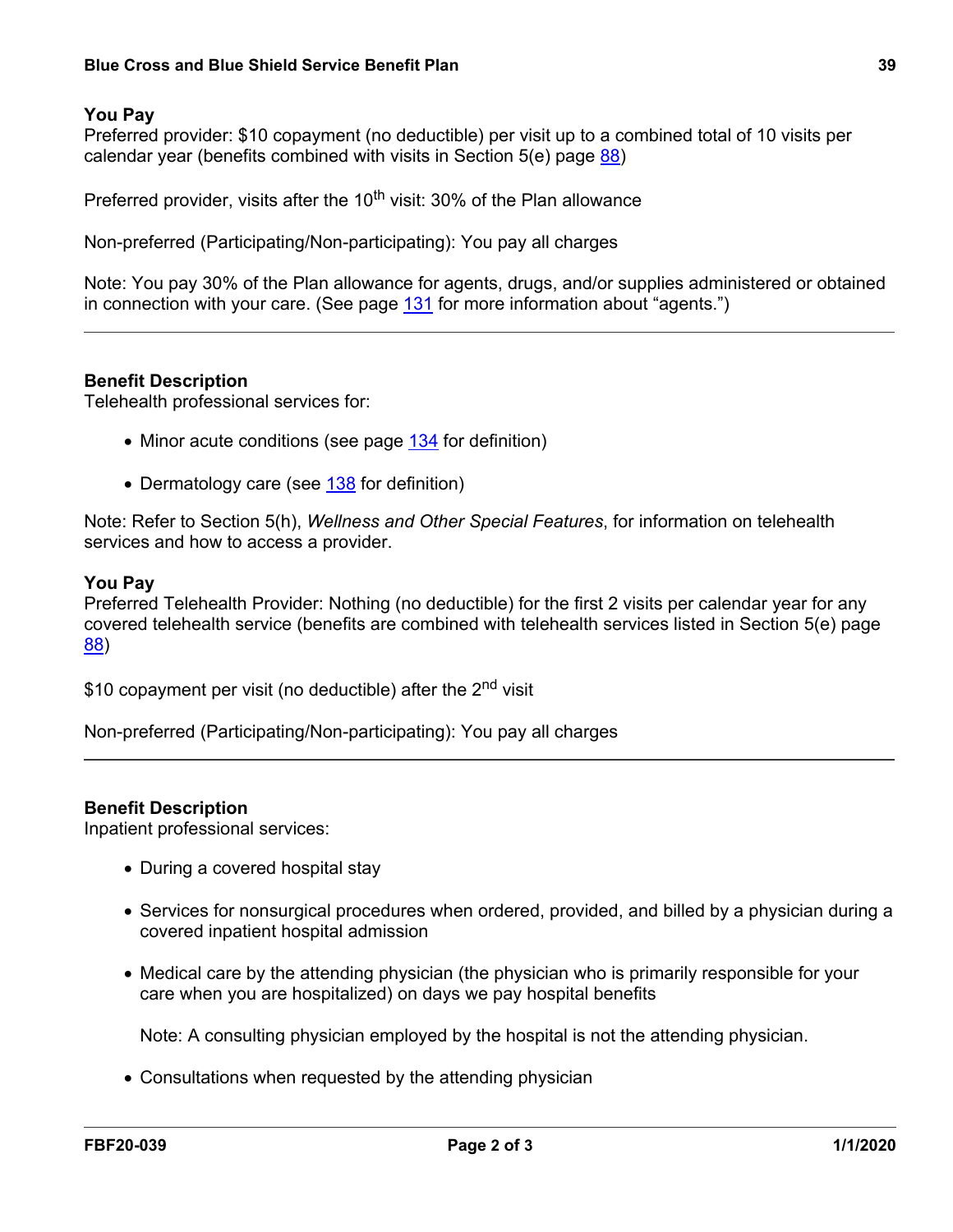**You Pay**

Preferred provider: $10 copayment (no deductible) per visit up to a combined total of 10 visits per calendar year (benefits combined with visits in Section 5(e) page 88)

Preferred provider, visits after the 10th visit: 30% of the Plan allowance

Non-preferred (Participating/Non-participating): You pay all charges

Note: You pay 30% of the Plan allowance for agents, drugs, and/or supplies administered or obtained in connection with your care. (See page 131 for more information about "agents.")

---

**Benefit Description**

Telehealth professional services for:

- Minor acute conditions (see page 134 for definition)
- Dermatology care (see 138 for definition)

Note: Refer to Section 5(h), *Wellness and Other Special Features*, for information on telehealth services and how to access a provider.

**You Pay**

Preferred Telehealth Provider: Nothing (no deductible) for the first 2 visits per calendar year for any covered telehealth service (benefits are combined with telehealth services listed in Section 5(e) page 88)

$10 copayment per visit (no deductible) after the 2nd visit

Non-preferred (Participating/Non-participating): You pay all charges

---

**Benefit Description**

Inpatient professional services:

- During a covered hospital stay
- Services for nonsurgical procedures when ordered, provided, and billed by a physician during a covered inpatient hospital admission
- Medical care by the attending physician (the physician who is primarily responsible for your care when you are hospitalized) on days we pay hospital benefits

  Note: A consulting physician employed by the hospital is not the attending physician.

- Consultations when requested by the attending physician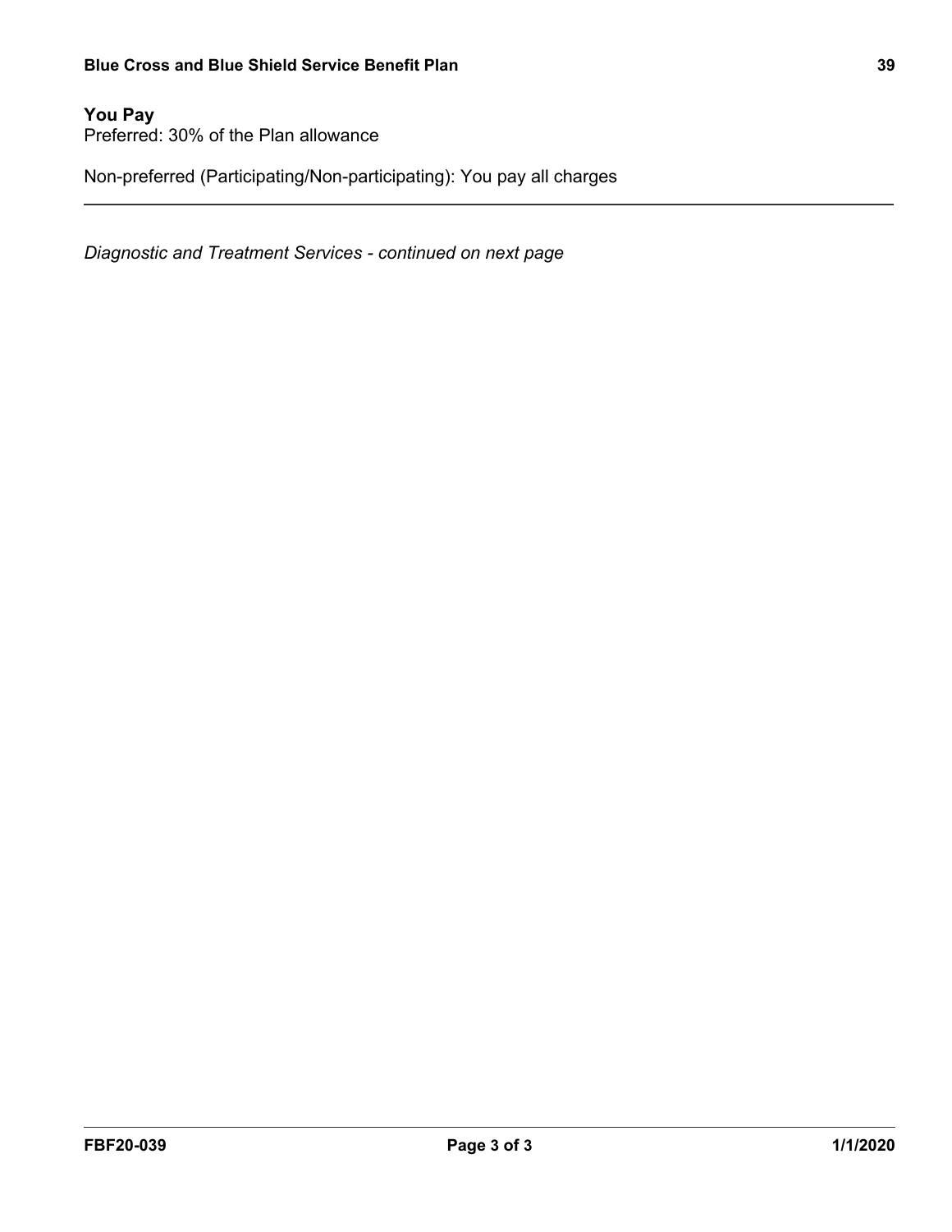**You Pay**

Preferred: 30% of the Plan allowance

Non-preferred (Participating/Non-participating): You pay all charges

---

*Diagnostic and Treatment Services - continued on next page*